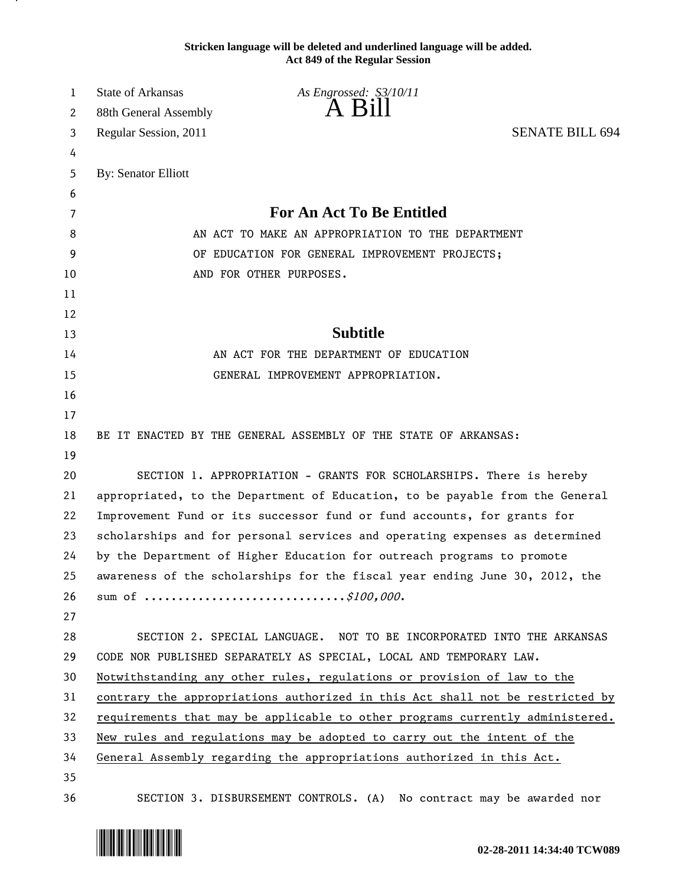**Stricken language will be deleted and underlined language will be added.**
**Act 849 of the Regular Session**

State of Arkansas *As Engrossed: S3/10/11*
88th General Assembly **A Bill**
Regular Session, 2011 SENATE BILL 694

By: Senator Elliott

## For An Act To Be Entitled

AN ACT TO MAKE AN APPROPRIATION TO THE DEPARTMENT OF EDUCATION FOR GENERAL IMPROVEMENT PROJECTS; AND FOR OTHER PURPOSES.

## Subtitle

AN ACT FOR THE DEPARTMENT OF EDUCATION GENERAL IMPROVEMENT APPROPRIATION.

BE IT ENACTED BY THE GENERAL ASSEMBLY OF THE STATE OF ARKANSAS:

SECTION 1. APPROPRIATION - GRANTS FOR SCHOLARSHIPS. There is hereby appropriated, to the Department of Education, to be payable from the General Improvement Fund or its successor fund or fund accounts, for grants for scholarships and for personal services and operating expenses as determined by the Department of Higher Education for outreach programs to promote awareness of the scholarships for the fiscal year ending June 30, 2012, the sum of ..............................*$100,000*.

SECTION 2. SPECIAL LANGUAGE. NOT TO BE INCORPORATED INTO THE ARKANSAS CODE NOR PUBLISHED SEPARATELY AS SPECIAL, LOCAL AND TEMPORARY LAW. <u>Notwithstanding any other rules, regulations or provision of law to the contrary the appropriations authorized in this Act shall not be restricted by requirements that may be applicable to other programs currently administered. New rules and regulations may be adopted to carry out the intent of the General Assembly regarding the appropriations authorized in this Act.</u>

SECTION 3. DISBURSEMENT CONTROLS. (A) No contract may be awarded nor

02-28-2011 14:34:40 TCW089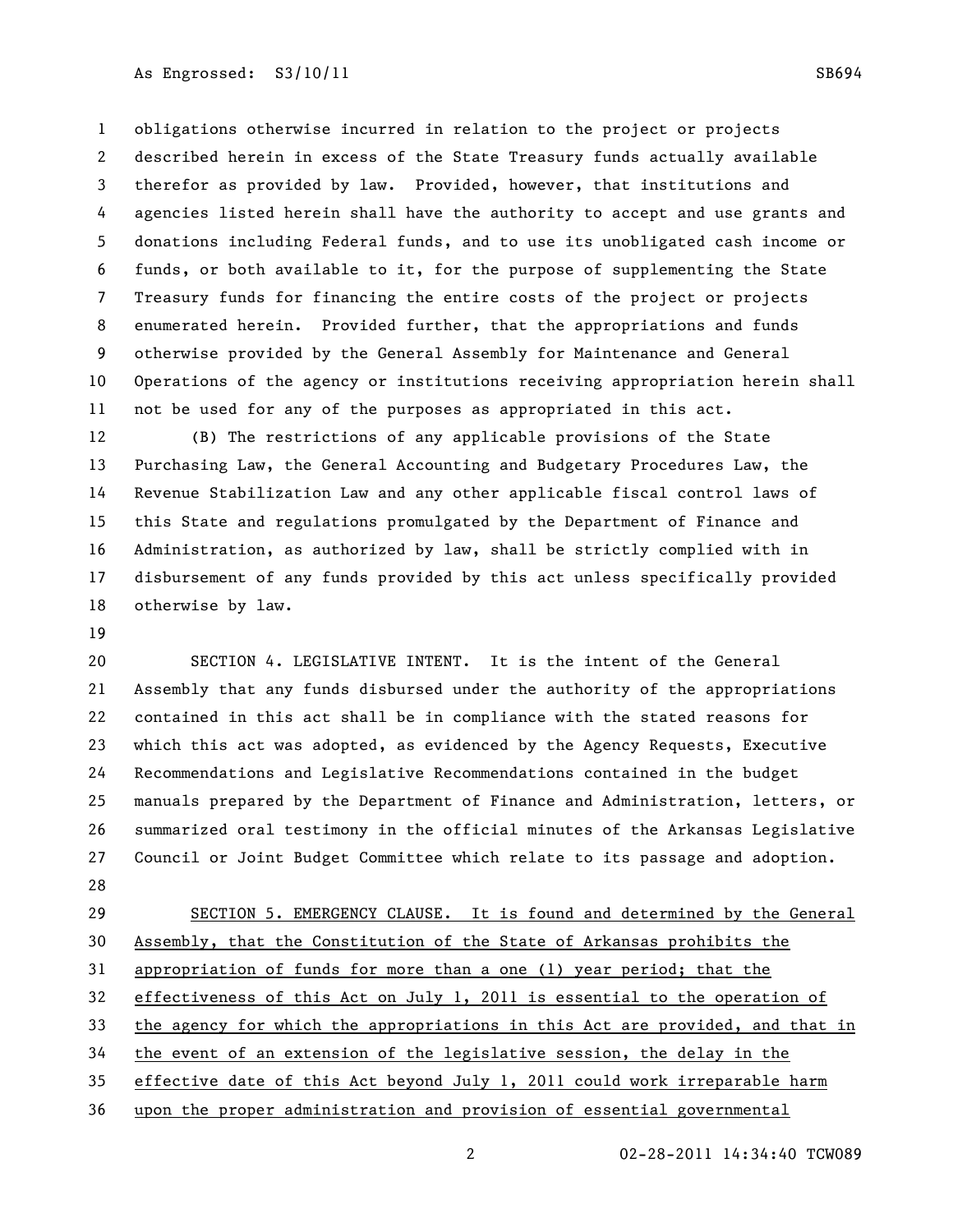obligations otherwise incurred in relation to the project or projects described herein in excess of the State Treasury funds actually available therefor as provided by law. Provided, however, that institutions and agencies listed herein shall have the authority to accept and use grants and donations including Federal funds, and to use its unobligated cash income or funds, or both available to it, for the purpose of supplementing the State Treasury funds for financing the entire costs of the project or projects enumerated herein. Provided further, that the appropriations and funds otherwise provided by the General Assembly for Maintenance and General Operations of the agency or institutions receiving appropriation herein shall not be used for any of the purposes as appropriated in this act.

(B) The restrictions of any applicable provisions of the State Purchasing Law, the General Accounting and Budgetary Procedures Law, the Revenue Stabilization Law and any other applicable fiscal control laws of this State and regulations promulgated by the Department of Finance and Administration, as authorized by law, shall be strictly complied with in disbursement of any funds provided by this act unless specifically provided otherwise by law.

SECTION 4. LEGISLATIVE INTENT. It is the intent of the General Assembly that any funds disbursed under the authority of the appropriations contained in this act shall be in compliance with the stated reasons for which this act was adopted, as evidenced by the Agency Requests, Executive Recommendations and Legislative Recommendations contained in the budget manuals prepared by the Department of Finance and Administration, letters, or summarized oral testimony in the official minutes of the Arkansas Legislative Council or Joint Budget Committee which relate to its passage and adoption.

SECTION 5. EMERGENCY CLAUSE. It is found and determined by the General Assembly, that the Constitution of the State of Arkansas prohibits the appropriation of funds for more than a one (1) year period; that the effectiveness of this Act on July 1, 2011 is essential to the operation of the agency for which the appropriations in this Act are provided, and that in the event of an extension of the legislative session, the delay in the effective date of this Act beyond July 1, 2011 could work irreparable harm upon the proper administration and provision of essential governmental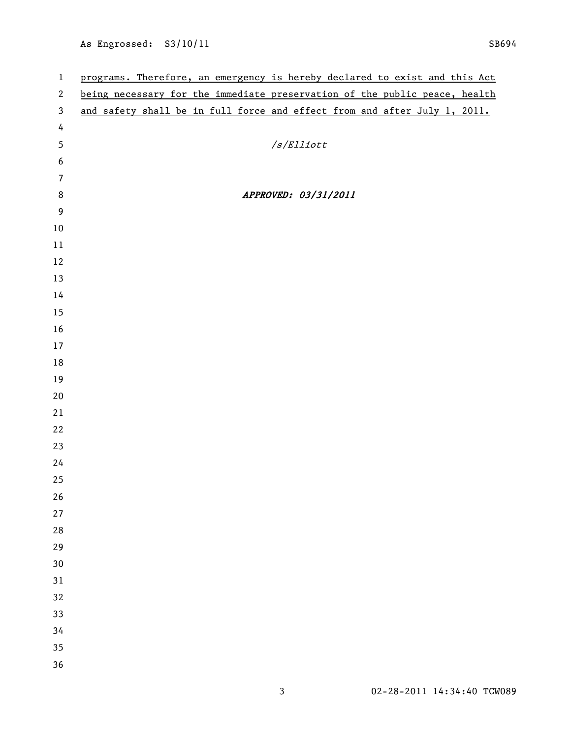programs. Therefore, an emergency is hereby declared to exist and this Act being necessary for the immediate preservation of the public peace, health and safety shall be in full force and effect from and after July 1, 2011.

*/s/Elliott*

***APPROVED: 03/31/2011***